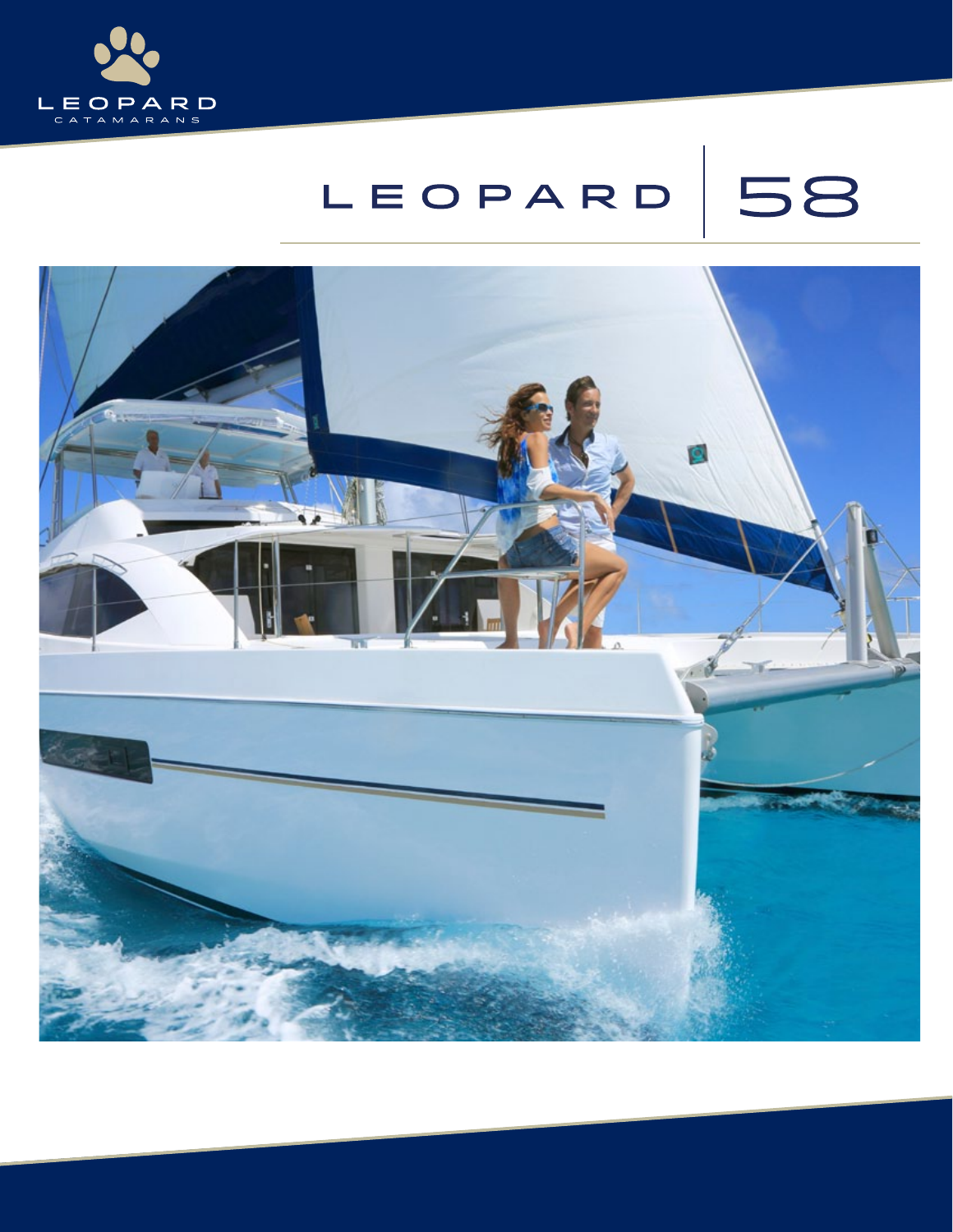LEOPARD
CATAMARANS

# LEOPARD | 58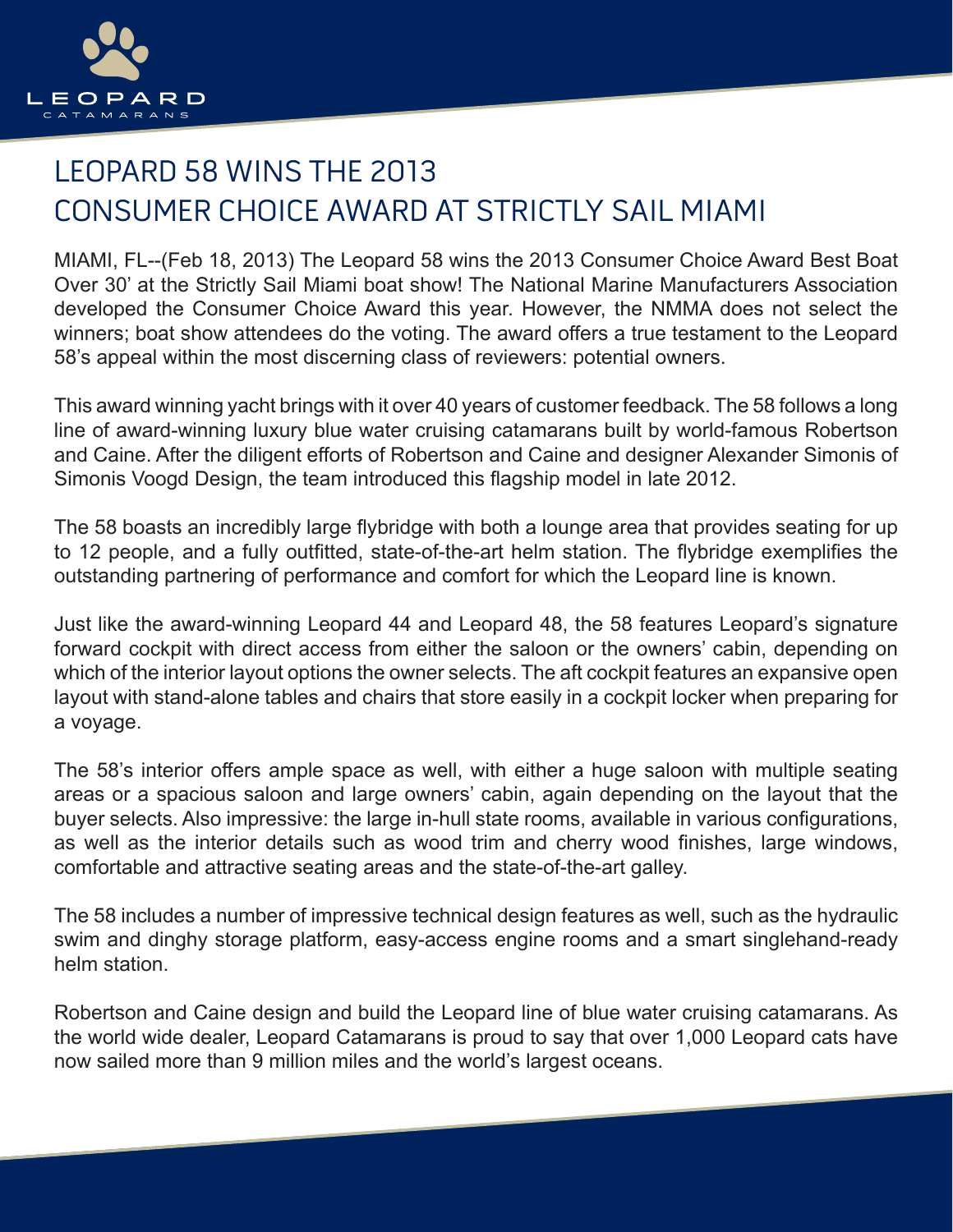# LEOPARD 58 WINS THE 2013 CONSUMER CHOICE AWARD AT STRICTLY SAIL MIAMI

MIAMI, FL--(Feb 18, 2013) The Leopard 58 wins the 2013 Consumer Choice Award Best Boat Over 30' at the Strictly Sail Miami boat show! The National Marine Manufacturers Association developed the Consumer Choice Award this year. However, the NMMA does not select the winners; boat show attendees do the voting. The award offers a true testament to the Leopard 58's appeal within the most discerning class of reviewers: potential owners.

This award winning yacht brings with it over 40 years of customer feedback. The 58 follows a long line of award-winning luxury blue water cruising catamarans built by world-famous Robertson and Caine. After the diligent efforts of Robertson and Caine and designer Alexander Simonis of Simonis Voogd Design, the team introduced this flagship model in late 2012.

The 58 boasts an incredibly large flybridge with both a lounge area that provides seating for up to 12 people, and a fully outfitted, state-of-the-art helm station. The flybridge exemplifies the outstanding partnering of performance and comfort for which the Leopard line is known.

Just like the award-winning Leopard 44 and Leopard 48, the 58 features Leopard's signature forward cockpit with direct access from either the saloon or the owners' cabin, depending on which of the interior layout options the owner selects. The aft cockpit features an expansive open layout with stand-alone tables and chairs that store easily in a cockpit locker when preparing for a voyage.

The 58's interior offers ample space as well, with either a huge saloon with multiple seating areas or a spacious saloon and large owners' cabin, again depending on the layout that the buyer selects. Also impressive: the large in-hull state rooms, available in various configurations, as well as the interior details such as wood trim and cherry wood finishes, large windows, comfortable and attractive seating areas and the state-of-the-art galley.

The 58 includes a number of impressive technical design features as well, such as the hydraulic swim and dinghy storage platform, easy-access engine rooms and a smart singlehand-ready helm station.

Robertson and Caine design and build the Leopard line of blue water cruising catamarans. As the world wide dealer, Leopard Catamarans is proud to say that over 1,000 Leopard cats have now sailed more than 9 million miles and the world's largest oceans.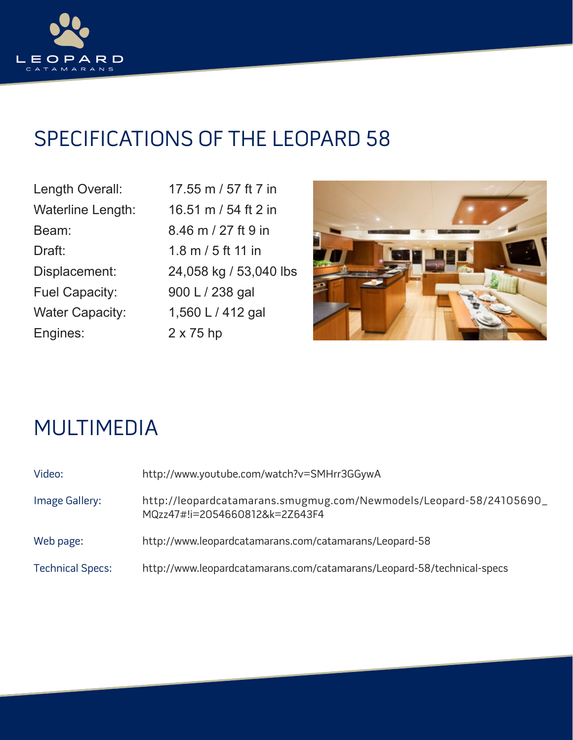# SPECIFICATIONS OF THE LEOPARD 58

| | |
|---|---|
| Length Overall: | 17.55 m / 57 ft 7 in |
| Waterline Length: | 16.51 m / 54 ft 2 in |
| Beam: | 8.46 m / 27 ft 9 in |
| Draft: | 1.8 m / 5 ft 11 in |
| Displacement: | 24,058 kg / 53,040 lbs |
| Fuel Capacity: | 900 L / 238 gal |
| Water Capacity: | 1,560 L / 412 gal |
| Engines: | 2 x 75 hp |

# MULTIMEDIA

| | |
|---|---|
| Video: | http://www.youtube.com/watch?v=SMHrr3GGywA |
| Image Gallery: | http://leopardcatamarans.smugmug.com/Newmodels/Leopard-58/24105690_MQzz47#!i=2054660812&k=2Z643F4 |
| Web page: | http://www.leopardcatamarans.com/catamarans/Leopard-58 |
| Technical Specs: | http://www.leopardcatamarans.com/catamarans/Leopard-58/technical-specs |